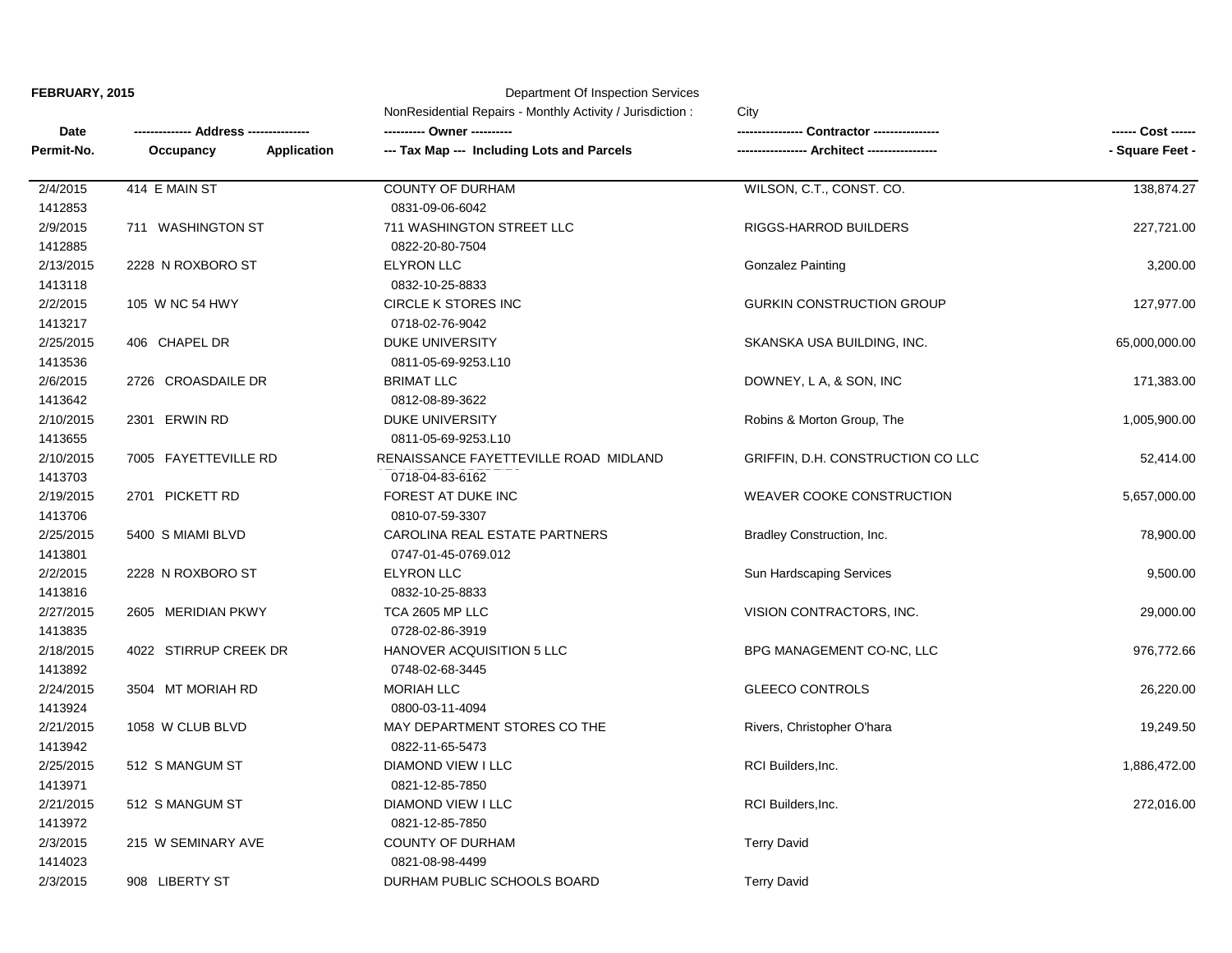**FEBRUARY, 2015**

Department Of Inspection Services

NonResidential Repairs - Monthly Activity / Jurisdiction : City

| Date / Permit-No. | Address / Occupancy / Application | Owner / Tax Map / Including Lots and Parcels | Contractor / Architect | Cost / Square Feet |
|---|---|---|---|---|
| 2/4/2015 | 414 E MAIN ST | COUNTY OF DURHAM | WILSON, C.T., CONST. CO. | 138,874.27 |
| 1412853 | | 0831-09-06-6042 | | |
| 2/9/2015 | 711 WASHINGTON ST | 711 WASHINGTON STREET LLC | RIGGS-HARROD BUILDERS | 227,721.00 |
| 1412885 | | 0822-20-80-7504 | | |
| 2/13/2015 | 2228 N ROXBORO ST | ELYRON LLC | Gonzalez Painting | 3,200.00 |
| 1413118 | | 0832-10-25-8833 | | |
| 2/2/2015 | 105 W NC 54 HWY | CIRCLE K STORES INC | GURKIN CONSTRUCTION GROUP | 127,977.00 |
| 1413217 | | 0718-02-76-9042 | | |
| 2/25/2015 | 406 CHAPEL DR | DUKE UNIVERSITY | SKANSKA USA BUILDING, INC. | 65,000,000.00 |
| 1413536 | | 0811-05-69-9253.L10 | | |
| 2/6/2015 | 2726 CROASDAILE DR | BRIMAT LLC | DOWNEY, L A, & SON, INC | 171,383.00 |
| 1413642 | | 0812-08-89-3622 | | |
| 2/10/2015 | 2301 ERWIN RD | DUKE UNIVERSITY | Robins & Morton Group, The | 1,005,900.00 |
| 1413655 | | 0811-05-69-9253.L10 | | |
| 2/10/2015 | 7005 FAYETTEVILLE RD | RENAISSANCE FAYETTEVILLE ROAD MIDLAND | GRIFFIN, D.H. CONSTRUCTION CO LLC | 52,414.00 |
| 1413703 | | 0718-04-83-6162 | | |
| 2/19/2015 | 2701 PICKETT RD | FOREST AT DUKE INC | WEAVER COOKE CONSTRUCTION | 5,657,000.00 |
| 1413706 | | 0810-07-59-3307 | | |
| 2/25/2015 | 5400 S MIAMI BLVD | CAROLINA REAL ESTATE PARTNERS | Bradley Construction, Inc. | 78,900.00 |
| 1413801 | | 0747-01-45-0769.012 | | |
| 2/2/2015 | 2228 N ROXBORO ST | ELYRON LLC | Sun Hardscaping Services | 9,500.00 |
| 1413816 | | 0832-10-25-8833 | | |
| 2/27/2015 | 2605 MERIDIAN PKWY | TCA 2605 MP LLC | VISION CONTRACTORS, INC. | 29,000.00 |
| 1413835 | | 0728-02-86-3919 | | |
| 2/18/2015 | 4022 STIRRUP CREEK DR | HANOVER ACQUISITION 5 LLC | BPG MANAGEMENT CO-NC, LLC | 976,772.66 |
| 1413892 | | 0748-02-68-3445 | | |
| 2/24/2015 | 3504 MT MORIAH RD | MORIAH LLC | GLEECO CONTROLS | 26,220.00 |
| 1413924 | | 0800-03-11-4094 | | |
| 2/21/2015 | 1058 W CLUB BLVD | MAY DEPARTMENT STORES CO THE | Rivers, Christopher O'hara | 19,249.50 |
| 1413942 | | 0822-11-65-5473 | | |
| 2/25/2015 | 512 S MANGUM ST | DIAMOND VIEW I LLC | RCI Builders,Inc. | 1,886,472.00 |
| 1413971 | | 0821-12-85-7850 | | |
| 2/21/2015 | 512 S MANGUM ST | DIAMOND VIEW I LLC | RCI Builders,Inc. | 272,016.00 |
| 1413972 | | 0821-12-85-7850 | | |
| 2/3/2015 | 215 W SEMINARY AVE | COUNTY OF DURHAM | Terry David | |
| 1414023 | | 0821-08-98-4499 | | |
| 2/3/2015 | 908 LIBERTY ST | DURHAM PUBLIC SCHOOLS BOARD | Terry David | |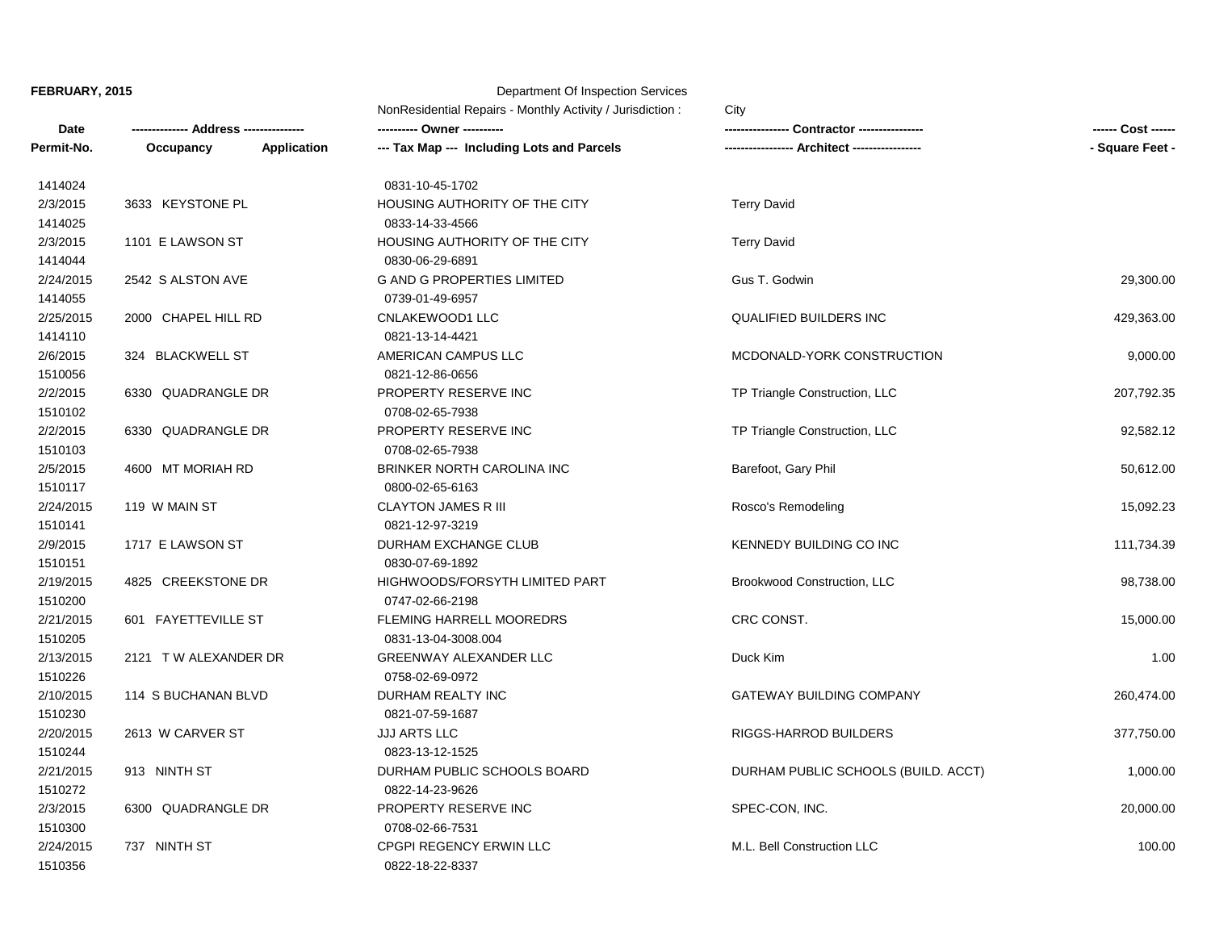**FEBRUARY, 2015**

Department Of Inspection Services

NonResidential Repairs - Monthly Activity / Jurisdiction : City

| Date / Permit-No. | Address / Occupancy / Application | Owner / Tax Map --- Including Lots and Parcels | Contractor / Architect | Cost / Square Feet |
|---|---|---|---|---|
| 1414024 | | 0831-10-45-1702 | | |
| 2/3/2015 | 3633 KEYSTONE PL | HOUSING AUTHORITY OF THE CITY | Terry David | |
| 1414025 | | 0833-14-33-4566 | | |
| 2/3/2015 | 1101 E LAWSON ST | HOUSING AUTHORITY OF THE CITY | Terry David | |
| 1414044 | | 0830-06-29-6891 | | |
| 2/24/2015 | 2542 S ALSTON AVE | G AND G PROPERTIES LIMITED | Gus T. Godwin | 29,300.00 |
| 1414055 | | 0739-01-49-6957 | | |
| 2/25/2015 | 2000 CHAPEL HILL RD | CNLAKEWOOD1 LLC | QUALIFIED BUILDERS INC | 429,363.00 |
| 1414110 | | 0821-13-14-4421 | | |
| 2/6/2015 | 324 BLACKWELL ST | AMERICAN CAMPUS LLC | MCDONALD-YORK CONSTRUCTION | 9,000.00 |
| 1510056 | | 0821-12-86-0656 | | |
| 2/2/2015 | 6330 QUADRANGLE DR | PROPERTY RESERVE INC | TP Triangle Construction, LLC | 207,792.35 |
| 1510102 | | 0708-02-65-7938 | | |
| 2/2/2015 | 6330 QUADRANGLE DR | PROPERTY RESERVE INC | TP Triangle Construction, LLC | 92,582.12 |
| 1510103 | | 0708-02-65-7938 | | |
| 2/5/2015 | 4600 MT MORIAH RD | BRINKER NORTH CAROLINA INC | Barefoot, Gary Phil | 50,612.00 |
| 1510117 | | 0800-02-65-6163 | | |
| 2/24/2015 | 119 W MAIN ST | CLAYTON JAMES R III | Rosco's Remodeling | 15,092.23 |
| 1510141 | | 0821-12-97-3219 | | |
| 2/9/2015 | 1717 E LAWSON ST | DURHAM EXCHANGE CLUB | KENNEDY BUILDING CO INC | 111,734.39 |
| 1510151 | | 0830-07-69-1892 | | |
| 2/19/2015 | 4825 CREEKSTONE DR | HIGHWOODS/FORSYTH LIMITED PART | Brookwood Construction, LLC | 98,738.00 |
| 1510200 | | 0747-02-66-2198 | | |
| 2/21/2015 | 601 FAYETTEVILLE ST | FLEMING HARRELL MOOREDRS | CRC CONST. | 15,000.00 |
| 1510205 | | 0831-13-04-3008.004 | | |
| 2/13/2015 | 2121 T W ALEXANDER DR | GREENWAY ALEXANDER LLC | Duck Kim | 1.00 |
| 1510226 | | 0758-02-69-0972 | | |
| 2/10/2015 | 114 S BUCHANAN BLVD | DURHAM REALTY INC | GATEWAY BUILDING COMPANY | 260,474.00 |
| 1510230 | | 0821-07-59-1687 | | |
| 2/20/2015 | 2613 W CARVER ST | JJJ ARTS LLC | RIGGS-HARROD BUILDERS | 377,750.00 |
| 1510244 | | 0823-13-12-1525 | | |
| 2/21/2015 | 913 NINTH ST | DURHAM PUBLIC SCHOOLS BOARD | DURHAM PUBLIC SCHOOLS (BUILD. ACCT) | 1,000.00 |
| 1510272 | | 0822-14-23-9626 | | |
| 2/3/2015 | 6300 QUADRANGLE DR | PROPERTY RESERVE INC | SPEC-CON, INC. | 20,000.00 |
| 1510300 | | 0708-02-66-7531 | | |
| 2/24/2015 | 737 NINTH ST | CPGPI REGENCY ERWIN LLC | M.L. Bell Construction LLC | 100.00 |
| 1510356 | | 0822-18-22-8337 | | |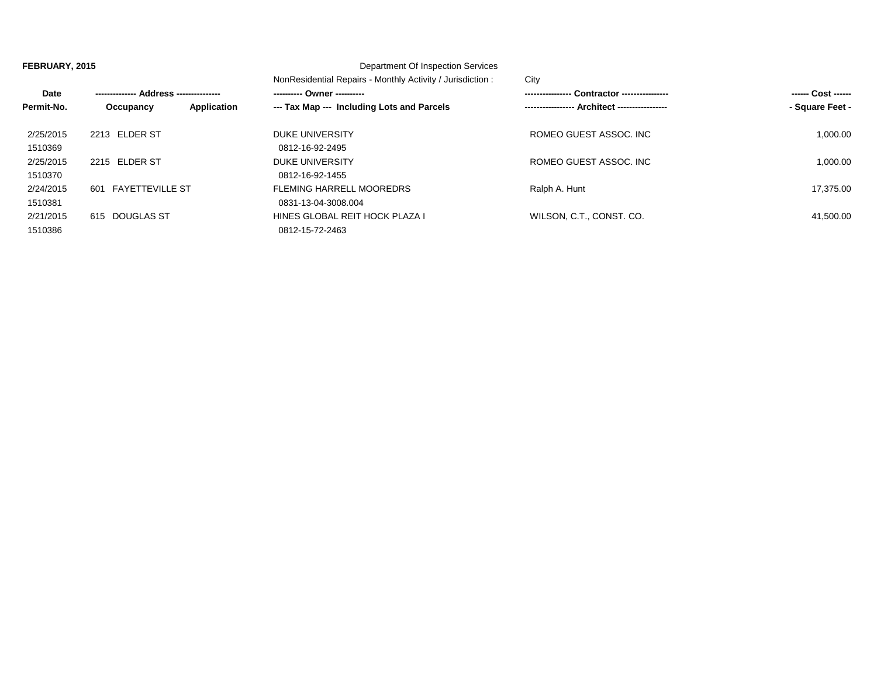**FEBRUARY, 2015**

Department Of Inspection Services

NonResidential Repairs - Monthly Activity / Jurisdiction : City

| Date<br>Permit-No. | -------------- Address ---------------<br>Occupancy | <br>Application | ---------- Owner ----------<br>--- Tax Map --- Including Lots and Parcels | ---------------- Contractor ----------------<br>----------------- Architect ----------------- | ------ Cost ------<br>- Square Feet - |
|---|---|---|---|---|---|
| 2/25/2015<br>1510369 | 2213 ELDER ST | | DUKE UNIVERSITY<br>0812-16-92-2495 | ROMEO GUEST ASSOC. INC | 1,000.00 |
| 2/25/2015<br>1510370 | 2215 ELDER ST | | DUKE UNIVERSITY<br>0812-16-92-1455 | ROMEO GUEST ASSOC. INC | 1,000.00 |
| 2/24/2015<br>1510381 | 601 FAYETTEVILLE ST | | FLEMING HARRELL MOOREDRS<br>0831-13-04-3008.004 | Ralph A. Hunt | 17,375.00 |
| 2/21/2015<br>1510386 | 615 DOUGLAS ST | | HINES GLOBAL REIT HOCK PLAZA I<br>0812-15-72-2463 | WILSON, C.T., CONST. CO. | 41,500.00 |